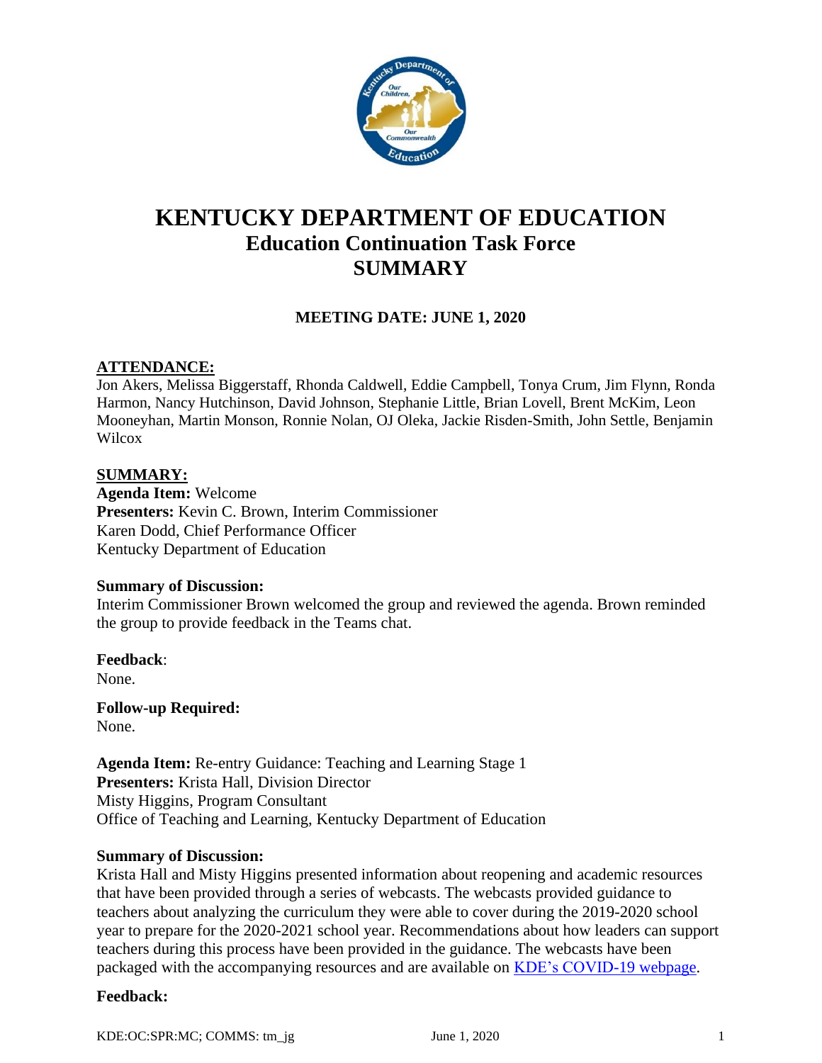# KENTUCKY DEPARTMENT OF EDUCATION
## Education Continuation Task Force
## SUMMARY

**MEETING DATE: JUNE 1, 2020**

**ATTENDANCE:**

Jon Akers, Melissa Biggerstaff, Rhonda Caldwell, Eddie Campbell, Tonya Crum, Jim Flynn, Ronda Harmon, Nancy Hutchinson, David Johnson, Stephanie Little, Brian Lovell, Brent McKim, Leon Mooneyhan, Martin Monson, Ronnie Nolan, OJ Oleka, Jackie Risden-Smith, John Settle, Benjamin Wilcox

**SUMMARY:**

**Agenda Item:** Welcome
**Presenters:** Kevin C. Brown, Interim Commissioner
Karen Dodd, Chief Performance Officer
Kentucky Department of Education

**Summary of Discussion:**
Interim Commissioner Brown welcomed the group and reviewed the agenda. Brown reminded the group to provide feedback in the Teams chat.

**Feedback**:
None.

**Follow-up Required:**
None.

**Agenda Item:** Re-entry Guidance: Teaching and Learning Stage 1
**Presenters:** Krista Hall, Division Director
Misty Higgins, Program Consultant
Office of Teaching and Learning, Kentucky Department of Education

**Summary of Discussion:**
Krista Hall and Misty Higgins presented information about reopening and academic resources that have been provided through a series of webcasts. The webcasts provided guidance to teachers about analyzing the curriculum they were able to cover during the 2019-2020 school year to prepare for the 2020-2021 school year. Recommendations about how leaders can support teachers during this process have been provided in the guidance. The webcasts have been packaged with the accompanying resources and are available on KDE's COVID-19 webpage.

**Feedback:**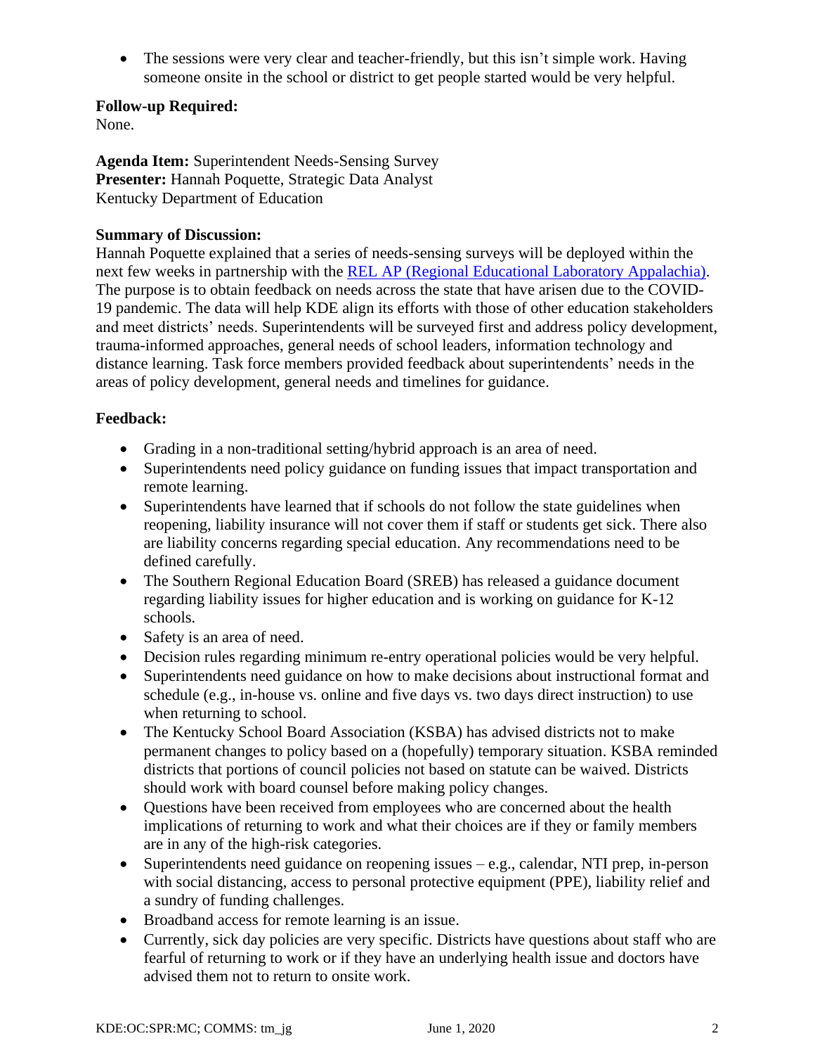- The sessions were very clear and teacher-friendly, but this isn't simple work. Having someone onsite in the school or district to get people started would be very helpful.

**Follow-up Required:**
None.

**Agenda Item:** Superintendent Needs-Sensing Survey
**Presenter:** Hannah Poquette, Strategic Data Analyst
Kentucky Department of Education

**Summary of Discussion:**
Hannah Poquette explained that a series of needs-sensing surveys will be deployed within the next few weeks in partnership with the [REL AP (Regional Educational Laboratory Appalachia)](). The purpose is to obtain feedback on needs across the state that have arisen due to the COVID-19 pandemic. The data will help KDE align its efforts with those of other education stakeholders and meet districts' needs. Superintendents will be surveyed first and address policy development, trauma-informed approaches, general needs of school leaders, information technology and distance learning. Task force members provided feedback about superintendents' needs in the areas of policy development, general needs and timelines for guidance.

**Feedback:**

- Grading in a non-traditional setting/hybrid approach is an area of need.
- Superintendents need policy guidance on funding issues that impact transportation and remote learning.
- Superintendents have learned that if schools do not follow the state guidelines when reopening, liability insurance will not cover them if staff or students get sick. There also are liability concerns regarding special education. Any recommendations need to be defined carefully.
- The Southern Regional Education Board (SREB) has released a guidance document regarding liability issues for higher education and is working on guidance for K-12 schools.
- Safety is an area of need.
- Decision rules regarding minimum re-entry operational policies would be very helpful.
- Superintendents need guidance on how to make decisions about instructional format and schedule (e.g., in-house vs. online and five days vs. two days direct instruction) to use when returning to school.
- The Kentucky School Board Association (KSBA) has advised districts not to make permanent changes to policy based on a (hopefully) temporary situation. KSBA reminded districts that portions of council policies not based on statute can be waived. Districts should work with board counsel before making policy changes.
- Questions have been received from employees who are concerned about the health implications of returning to work and what their choices are if they or family members are in any of the high-risk categories.
- Superintendents need guidance on reopening issues – e.g., calendar, NTI prep, in-person with social distancing, access to personal protective equipment (PPE), liability relief and a sundry of funding challenges.
- Broadband access for remote learning is an issue.
- Currently, sick day policies are very specific. Districts have questions about staff who are fearful of returning to work or if they have an underlying health issue and doctors have advised them not to return to onsite work.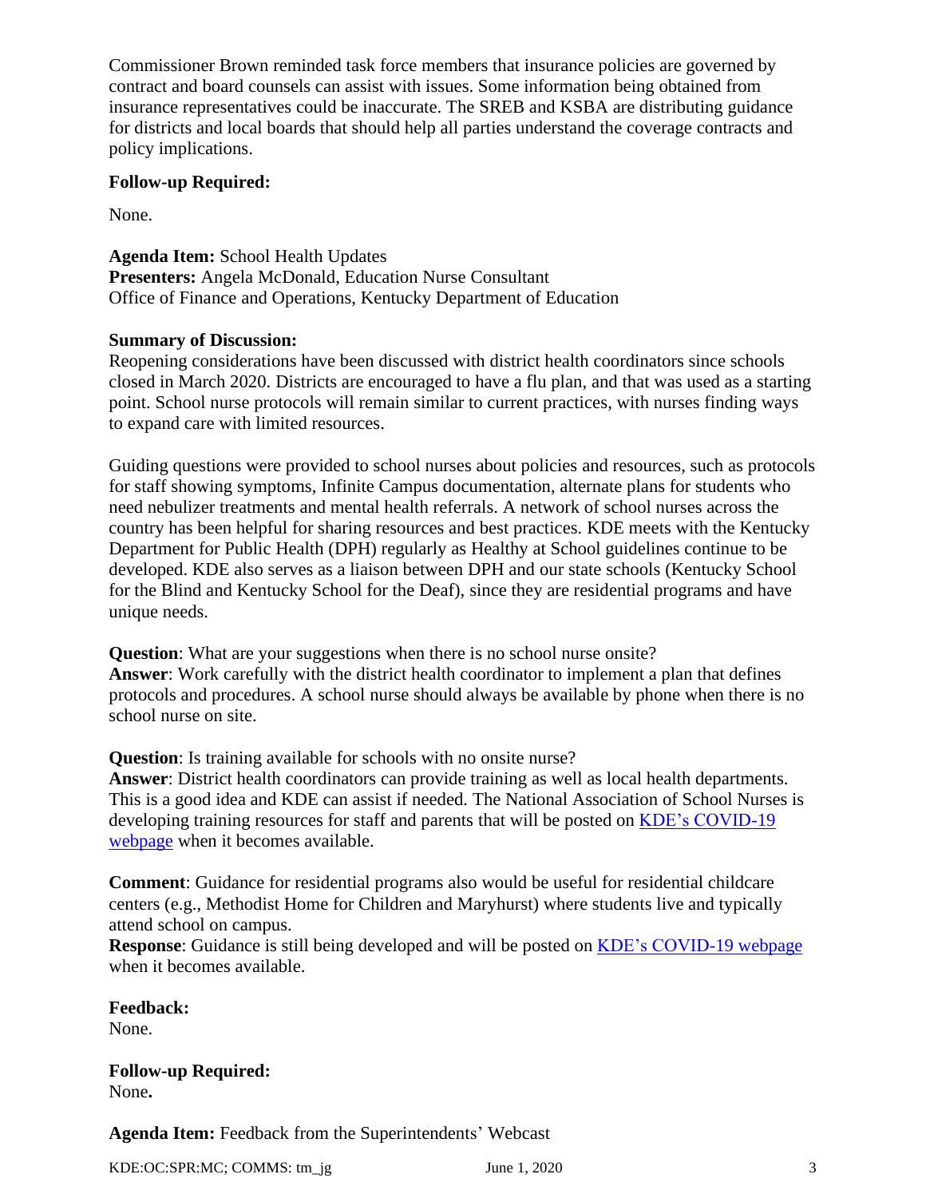Commissioner Brown reminded task force members that insurance policies are governed by contract and board counsels can assist with issues. Some information being obtained from insurance representatives could be inaccurate. The SREB and KSBA are distributing guidance for districts and local boards that should help all parties understand the coverage contracts and policy implications.

**Follow-up Required:**

None.

**Agenda Item:** School Health Updates
**Presenters:** Angela McDonald, Education Nurse Consultant
Office of Finance and Operations, Kentucky Department of Education

**Summary of Discussion:**
Reopening considerations have been discussed with district health coordinators since schools closed in March 2020. Districts are encouraged to have a flu plan, and that was used as a starting point. School nurse protocols will remain similar to current practices, with nurses finding ways to expand care with limited resources.

Guiding questions were provided to school nurses about policies and resources, such as protocols for staff showing symptoms, Infinite Campus documentation, alternate plans for students who need nebulizer treatments and mental health referrals. A network of school nurses across the country has been helpful for sharing resources and best practices. KDE meets with the Kentucky Department for Public Health (DPH) regularly as Healthy at School guidelines continue to be developed. KDE also serves as a liaison between DPH and our state schools (Kentucky School for the Blind and Kentucky School for the Deaf), since they are residential programs and have unique needs.

**Question**: What are your suggestions when there is no school nurse onsite?
**Answer**: Work carefully with the district health coordinator to implement a plan that defines protocols and procedures. A school nurse should always be available by phone when there is no school nurse on site.

**Question**: Is training available for schools with no onsite nurse?
**Answer**: District health coordinators can provide training as well as local health departments. This is a good idea and KDE can assist if needed. The National Association of School Nurses is developing training resources for staff and parents that will be posted on KDE's COVID-19 webpage when it becomes available.

**Comment**: Guidance for residential programs also would be useful for residential childcare centers (e.g., Methodist Home for Children and Maryhurst) where students live and typically attend school on campus.
**Response**: Guidance is still being developed and will be posted on KDE's COVID-19 webpage when it becomes available.

**Feedback:**
None.

**Follow-up Required:**
None**.**

**Agenda Item:** Feedback from the Superintendents' Webcast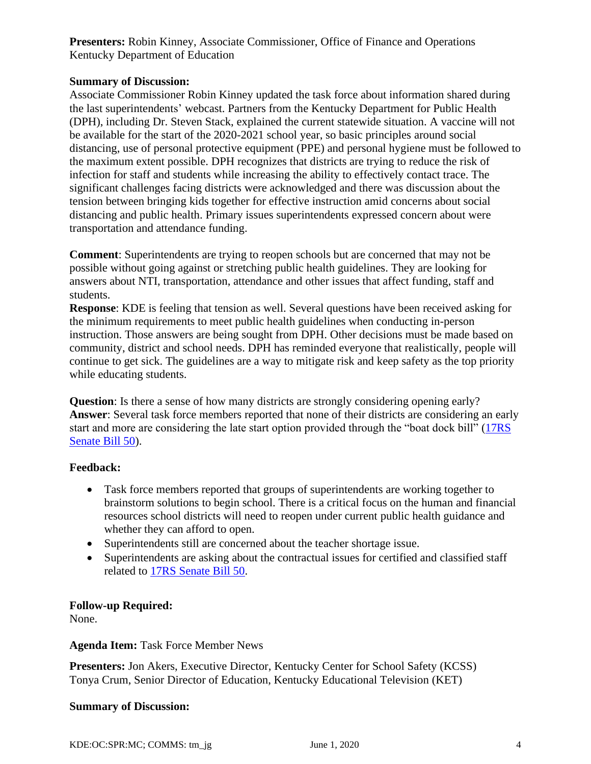**Presenters:** Robin Kinney, Associate Commissioner, Office of Finance and Operations Kentucky Department of Education

**Summary of Discussion:**
Associate Commissioner Robin Kinney updated the task force about information shared during the last superintendents' webcast. Partners from the Kentucky Department for Public Health (DPH), including Dr. Steven Stack, explained the current statewide situation. A vaccine will not be available for the start of the 2020-2021 school year, so basic principles around social distancing, use of personal protective equipment (PPE) and personal hygiene must be followed to the maximum extent possible. DPH recognizes that districts are trying to reduce the risk of infection for staff and students while increasing the ability to effectively contact trace. The significant challenges facing districts were acknowledged and there was discussion about the tension between bringing kids together for effective instruction amid concerns about social distancing and public health. Primary issues superintendents expressed concern about were transportation and attendance funding.

**Comment**: Superintendents are trying to reopen schools but are concerned that may not be possible without going against or stretching public health guidelines. They are looking for answers about NTI, transportation, attendance and other issues that affect funding, staff and students.
**Response**: KDE is feeling that tension as well. Several questions have been received asking for the minimum requirements to meet public health guidelines when conducting in-person instruction. Those answers are being sought from DPH. Other decisions must be made based on community, district and school needs. DPH has reminded everyone that realistically, people will continue to get sick. The guidelines are a way to mitigate risk and keep safety as the top priority while educating students.

**Question**: Is there a sense of how many districts are strongly considering opening early?
**Answer**: Several task force members reported that none of their districts are considering an early start and more are considering the late start option provided through the "boat dock bill" (17RS Senate Bill 50).

**Feedback:**

- Task force members reported that groups of superintendents are working together to brainstorm solutions to begin school. There is a critical focus on the human and financial resources school districts will need to reopen under current public health guidance and whether they can afford to open.
- Superintendents still are concerned about the teacher shortage issue.
- Superintendents are asking about the contractual issues for certified and classified staff related to 17RS Senate Bill 50.

**Follow-up Required:**
None.

**Agenda Item:** Task Force Member News

**Presenters:** Jon Akers, Executive Director, Kentucky Center for School Safety (KCSS)
Tonya Crum, Senior Director of Education, Kentucky Educational Television (KET)

**Summary of Discussion:**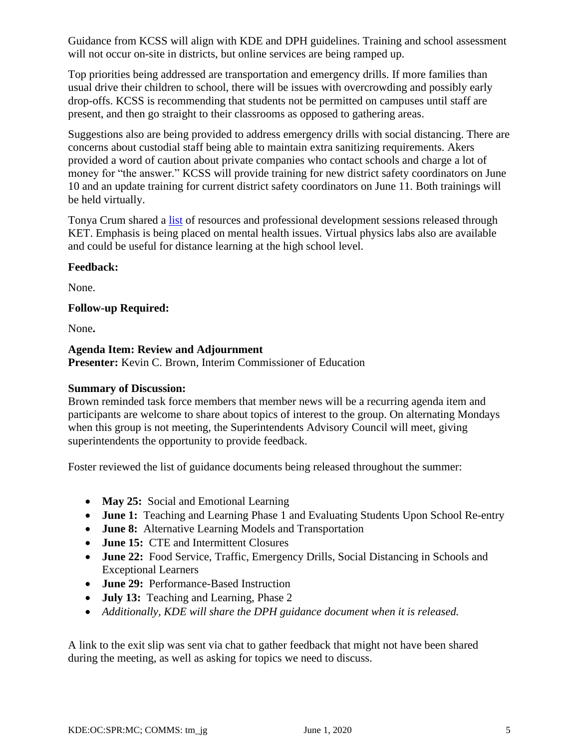Guidance from KCSS will align with KDE and DPH guidelines. Training and school assessment will not occur on-site in districts, but online services are being ramped up.

Top priorities being addressed are transportation and emergency drills. If more families than usual drive their children to school, there will be issues with overcrowding and possibly early drop-offs. KCSS is recommending that students not be permitted on campuses until staff are present, and then go straight to their classrooms as opposed to gathering areas.

Suggestions also are being provided to address emergency drills with social distancing. There are concerns about custodial staff being able to maintain extra sanitizing requirements. Akers provided a word of caution about private companies who contact schools and charge a lot of money for "the answer." KCSS will provide training for new district safety coordinators on June 10 and an update training for current district safety coordinators on June 11. Both trainings will be held virtually.

Tonya Crum shared a list of resources and professional development sessions released through KET. Emphasis is being placed on mental health issues. Virtual physics labs also are available and could be useful for distance learning at the high school level.

**Feedback:**

None.

**Follow-up Required:**

None**.**

**Agenda Item: Review and Adjournment**
**Presenter:** Kevin C. Brown, Interim Commissioner of Education

**Summary of Discussion:**
Brown reminded task force members that member news will be a recurring agenda item and participants are welcome to share about topics of interest to the group. On alternating Mondays when this group is not meeting, the Superintendents Advisory Council will meet, giving superintendents the opportunity to provide feedback.

Foster reviewed the list of guidance documents being released throughout the summer:

- **May 25:** Social and Emotional Learning
- **June 1:** Teaching and Learning Phase 1 and Evaluating Students Upon School Re-entry
- **June 8:** Alternative Learning Models and Transportation
- **June 15:** CTE and Intermittent Closures
- **June 22:** Food Service, Traffic, Emergency Drills, Social Distancing in Schools and Exceptional Learners
- **June 29:** Performance-Based Instruction
- **July 13:** Teaching and Learning, Phase 2
- *Additionally, KDE will share the DPH guidance document when it is released.*

A link to the exit slip was sent via chat to gather feedback that might not have been shared during the meeting, as well as asking for topics we need to discuss.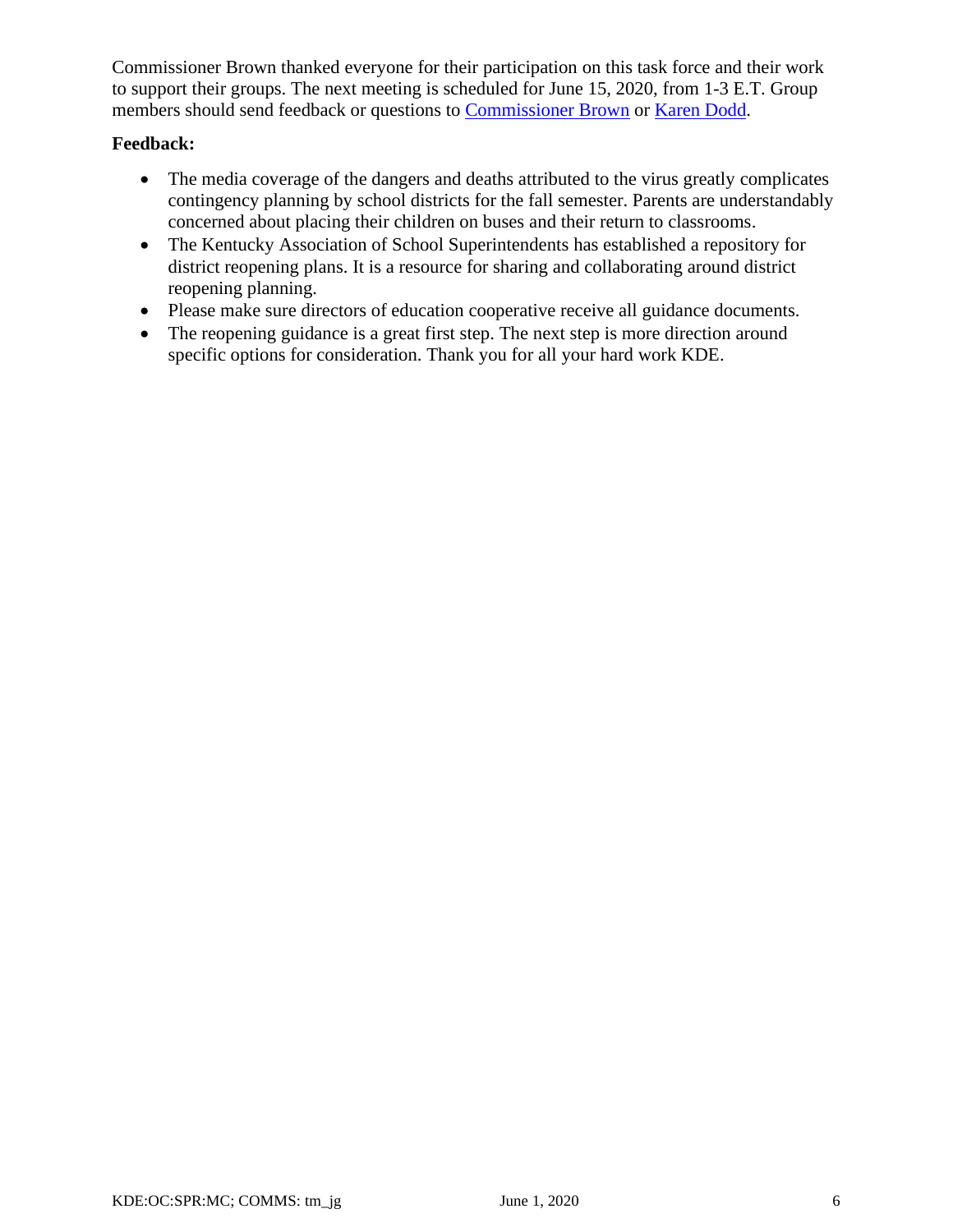Commissioner Brown thanked everyone for their participation on this task force and their work to support their groups. The next meeting is scheduled for June 15, 2020, from 1-3 E.T. Group members should send feedback or questions to Commissioner Brown or Karen Dodd.

**Feedback:**

- The media coverage of the dangers and deaths attributed to the virus greatly complicates contingency planning by school districts for the fall semester. Parents are understandably concerned about placing their children on buses and their return to classrooms.
- The Kentucky Association of School Superintendents has established a repository for district reopening plans. It is a resource for sharing and collaborating around district reopening planning.
- Please make sure directors of education cooperative receive all guidance documents.
- The reopening guidance is a great first step. The next step is more direction around specific options for consideration. Thank you for all your hard work KDE.